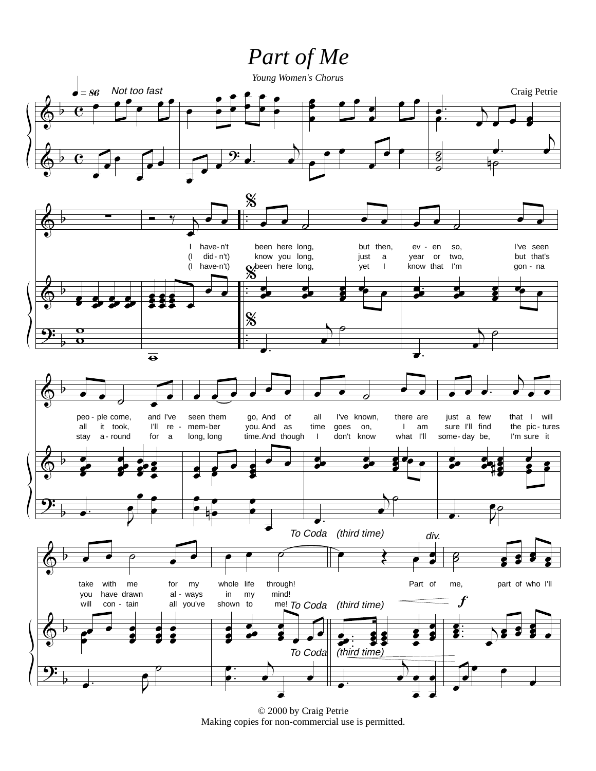# Part of Me

*Young Women's Chorus*

Craig Petrie

♩ = 86 *Not too fast*

I have-n't been here long, but then, ev - en so, I've seen peo - ple come, and I've seen them go, And of all I've known, there are just a few that I will take with me for my whole life through!

(I did - n't) know you long, just a year or two, but that's all it took, I'll re - mem - ber you. And as time goes on, I am sure I'll find the pic - tures you have drawn al - ways in my mind!

(I have-n't) been here long, yet I know that I'm gon - na stay a - round for a long, long time. And though I don't know what I'll some - day be, I'm sure it will con - tain all you've shown to me!

To Coda (third time)

div.

Part of me, part of who I'll

*f*

© 2000 by Craig Petrie
Making copies for non-commercial use is permitted.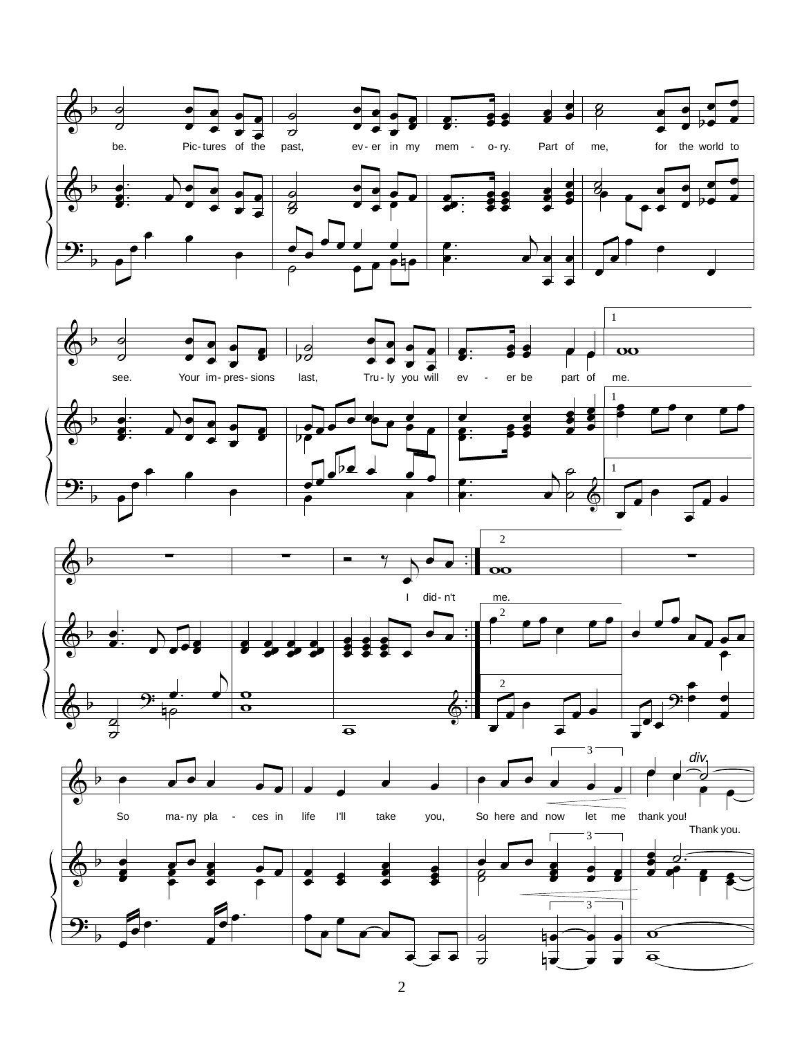be. Pic - tures of the past, ev - er in my mem - o - ry. Part of me, for the world to

see. Your im - pres - sions last, Tru - ly you will ev - er be part of me.

I did - n't me.

*div.*

So ma - ny pla - ces in life I'll take you, So here and now let me thank you!

Thank you.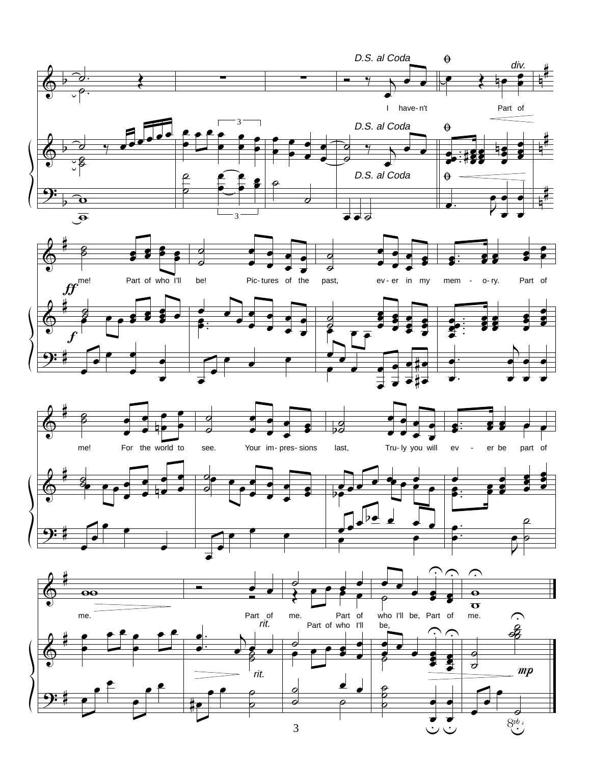D.S. al Coda

div.

I have-n't Part of me! Part of who I'll be! Pic- tures of the past, ev - er in my mem - o - ry. Part of me! For the world to see. Your im - pres - sions last, Tru - ly you will ev - er be part of me. Part of me. Part of who I'll be, Part of me.

Part of who I'll be,

*ff*

*f*

*rit.*

*mp*